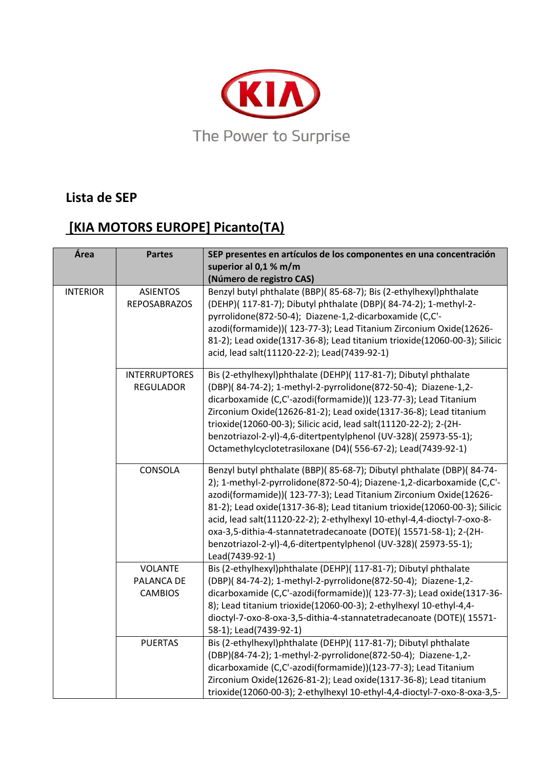KIA

The Power to Surprise

## Lista de SEP

## [KIA MOTORS EUROPE] Picanto(TA)

| Área | Partes | SEP presentes en artículos de los componentes en una concentración superior al 0,1 % m/m (Número de registro CAS) |
|---|---|---|
| INTERIOR | ASIENTOS REPOSABRAZOS | Benzyl butyl phthalate (BBP)( 85-68-7); Bis (2-ethylhexyl)phthalate (DEHP)( 117-81-7); Dibutyl phthalate (DBP)( 84-74-2); 1-methyl-2-pyrrolidone(872-50-4); Diazene-1,2-dicarboxamide (C,C'-azodi(formamide))( 123-77-3); Lead Titanium Zirconium Oxide(12626-81-2); Lead oxide(1317-36-8); Lead titanium trioxide(12060-00-3); Silicic acid, lead salt(11120-22-2); Lead(7439-92-1) |
| | INTERRUPTORES REGULADOR | Bis (2-ethylhexyl)phthalate (DEHP)( 117-81-7); Dibutyl phthalate (DBP)( 84-74-2); 1-methyl-2-pyrrolidone(872-50-4); Diazene-1,2-dicarboxamide (C,C'-azodi(formamide))( 123-77-3); Lead Titanium Zirconium Oxide(12626-81-2); Lead oxide(1317-36-8); Lead titanium trioxide(12060-00-3); Silicic acid, lead salt(11120-22-2); 2-(2H-benzotriazol-2-yl)-4,6-ditertpentylphenol (UV-328)( 25973-55-1); Octamethylcyclotetrasiloxane (D4)( 556-67-2); Lead(7439-92-1) |
| | CONSOLA | Benzyl butyl phthalate (BBP)( 85-68-7); Dibutyl phthalate (DBP)( 84-74-2); 1-methyl-2-pyrrolidone(872-50-4); Diazene-1,2-dicarboxamide (C,C'-azodi(formamide))( 123-77-3); Lead Titanium Zirconium Oxide(12626-81-2); Lead oxide(1317-36-8); Lead titanium trioxide(12060-00-3); Silicic acid, lead salt(11120-22-2); 2-ethylhexyl 10-ethyl-4,4-dioctyl-7-oxo-8-oxa-3,5-dithia-4-stannatetradecanoate (DOTE)( 15571-58-1); 2-(2H-benzotriazol-2-yl)-4,6-ditertpentylphenol (UV-328)( 25973-55-1); Lead(7439-92-1) |
| | VOLANTE PALANCA DE CAMBIOS | Bis (2-ethylhexyl)phthalate (DEHP)( 117-81-7); Dibutyl phthalate (DBP)( 84-74-2); 1-methyl-2-pyrrolidone(872-50-4); Diazene-1,2-dicarboxamide (C,C'-azodi(formamide))( 123-77-3); Lead oxide(1317-36-8); Lead titanium trioxide(12060-00-3); 2-ethylhexyl 10-ethyl-4,4-dioctyl-7-oxo-8-oxa-3,5-dithia-4-stannatetradecanoate (DOTE)( 15571-58-1); Lead(7439-92-1) |
| | PUERTAS | Bis (2-ethylhexyl)phthalate (DEHP)( 117-81-7); Dibutyl phthalate (DBP)(84-74-2); 1-methyl-2-pyrrolidone(872-50-4); Diazene-1,2-dicarboxamide (C,C'-azodi(formamide))(123-77-3); Lead Titanium Zirconium Oxide(12626-81-2); Lead oxide(1317-36-8); Lead titanium trioxide(12060-00-3); 2-ethylhexyl 10-ethyl-4,4-dioctyl-7-oxo-8-oxa-3,5- |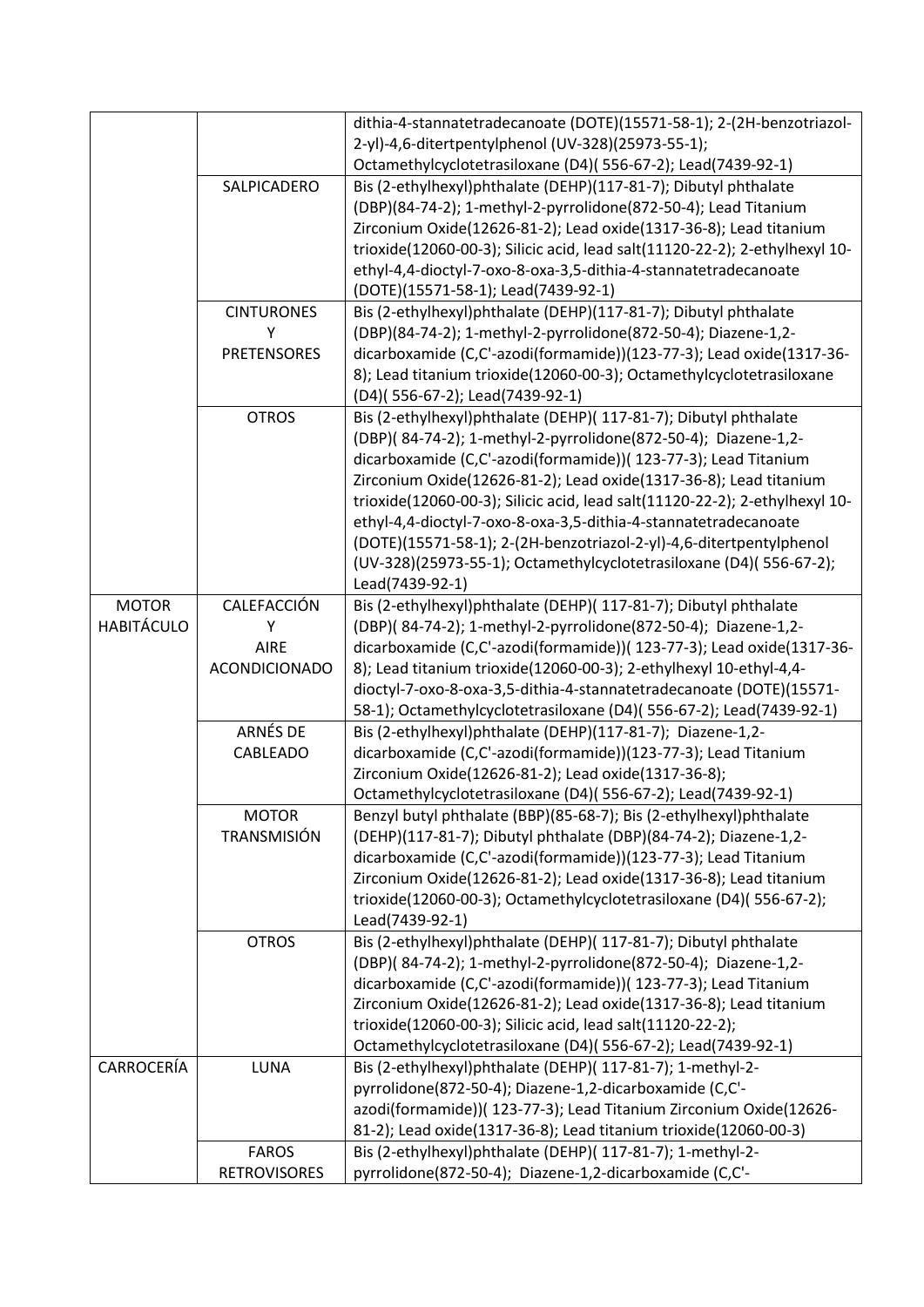| | | |
|---|---|---|
| | | dithia-4-stannatetradecanoate (DOTE)(15571-58-1); 2-(2H-benzotriazol-2-yl)-4,6-ditertpentylphenol (UV-328)(25973-55-1); Octamethylcyclotetrasiloxane (D4)( 556-67-2); Lead(7439-92-1) |
| | SALPICADERO | Bis (2-ethylhexyl)phthalate (DEHP)(117-81-7); Dibutyl phthalate (DBP)(84-74-2); 1-methyl-2-pyrrolidone(872-50-4); Lead Titanium Zirconium Oxide(12626-81-2); Lead oxide(1317-36-8); Lead titanium trioxide(12060-00-3); Silicic acid, lead salt(11120-22-2); 2-ethylhexyl 10-ethyl-4,4-dioctyl-7-oxo-8-oxa-3,5-dithia-4-stannatetradecanoate (DOTE)(15571-58-1); Lead(7439-92-1) |
| | CINTURONES Y PRETENSORES | Bis (2-ethylhexyl)phthalate (DEHP)(117-81-7); Dibutyl phthalate (DBP)(84-74-2); 1-methyl-2-pyrrolidone(872-50-4); Diazene-1,2-dicarboxamide (C,C'-azodi(formamide))(123-77-3); Lead oxide(1317-36-8); Lead titanium trioxide(12060-00-3); Octamethylcyclotetrasiloxane (D4)( 556-67-2); Lead(7439-92-1) |
| | OTROS | Bis (2-ethylhexyl)phthalate (DEHP)( 117-81-7); Dibutyl phthalate (DBP)( 84-74-2); 1-methyl-2-pyrrolidone(872-50-4); Diazene-1,2-dicarboxamide (C,C'-azodi(formamide))( 123-77-3); Lead Titanium Zirconium Oxide(12626-81-2); Lead oxide(1317-36-8); Lead titanium trioxide(12060-00-3); Silicic acid, lead salt(11120-22-2); 2-ethylhexyl 10-ethyl-4,4-dioctyl-7-oxo-8-oxa-3,5-dithia-4-stannatetradecanoate (DOTE)(15571-58-1); 2-(2H-benzotriazol-2-yl)-4,6-ditertpentylphenol (UV-328)(25973-55-1); Octamethylcyclotetrasiloxane (D4)( 556-67-2); Lead(7439-92-1) |
| MOTOR HABITÁCULO | CALEFACCIÓN Y AIRE ACONDICIONADO | Bis (2-ethylhexyl)phthalate (DEHP)( 117-81-7); Dibutyl phthalate (DBP)( 84-74-2); 1-methyl-2-pyrrolidone(872-50-4); Diazene-1,2-dicarboxamide (C,C'-azodi(formamide))( 123-77-3); Lead oxide(1317-36-8); Lead titanium trioxide(12060-00-3); 2-ethylhexyl 10-ethyl-4,4-dioctyl-7-oxo-8-oxa-3,5-dithia-4-stannatetradecanoate (DOTE)(15571-58-1); Octamethylcyclotetrasiloxane (D4)( 556-67-2); Lead(7439-92-1) |
| | ARNÉS DE CABLEADO | Bis (2-ethylhexyl)phthalate (DEHP)(117-81-7); Diazene-1,2-dicarboxamide (C,C'-azodi(formamide))(123-77-3); Lead Titanium Zirconium Oxide(12626-81-2); Lead oxide(1317-36-8); Octamethylcyclotetrasiloxane (D4)( 556-67-2); Lead(7439-92-1) |
| | MOTOR TRANSMISIÓN | Benzyl butyl phthalate (BBP)(85-68-7); Bis (2-ethylhexyl)phthalate (DEHP)(117-81-7); Dibutyl phthalate (DBP)(84-74-2); Diazene-1,2-dicarboxamide (C,C'-azodi(formamide))(123-77-3); Lead Titanium Zirconium Oxide(12626-81-2); Lead oxide(1317-36-8); Lead titanium trioxide(12060-00-3); Octamethylcyclotetrasiloxane (D4)( 556-67-2); Lead(7439-92-1) |
| | OTROS | Bis (2-ethylhexyl)phthalate (DEHP)( 117-81-7); Dibutyl phthalate (DBP)( 84-74-2); 1-methyl-2-pyrrolidone(872-50-4); Diazene-1,2-dicarboxamide (C,C'-azodi(formamide))( 123-77-3); Lead Titanium Zirconium Oxide(12626-81-2); Lead oxide(1317-36-8); Lead titanium trioxide(12060-00-3); Silicic acid, lead salt(11120-22-2); Octamethylcyclotetrasiloxane (D4)( 556-67-2); Lead(7439-92-1) |
| CARROCERÍA | LUNA | Bis (2-ethylhexyl)phthalate (DEHP)( 117-81-7); 1-methyl-2-pyrrolidone(872-50-4); Diazene-1,2-dicarboxamide (C,C'-azodi(formamide))( 123-77-3); Lead Titanium Zirconium Oxide(12626-81-2); Lead oxide(1317-36-8); Lead titanium trioxide(12060-00-3) |
| | FAROS RETROVISORES | Bis (2-ethylhexyl)phthalate (DEHP)( 117-81-7); 1-methyl-2-pyrrolidone(872-50-4); Diazene-1,2-dicarboxamide (C,C'- |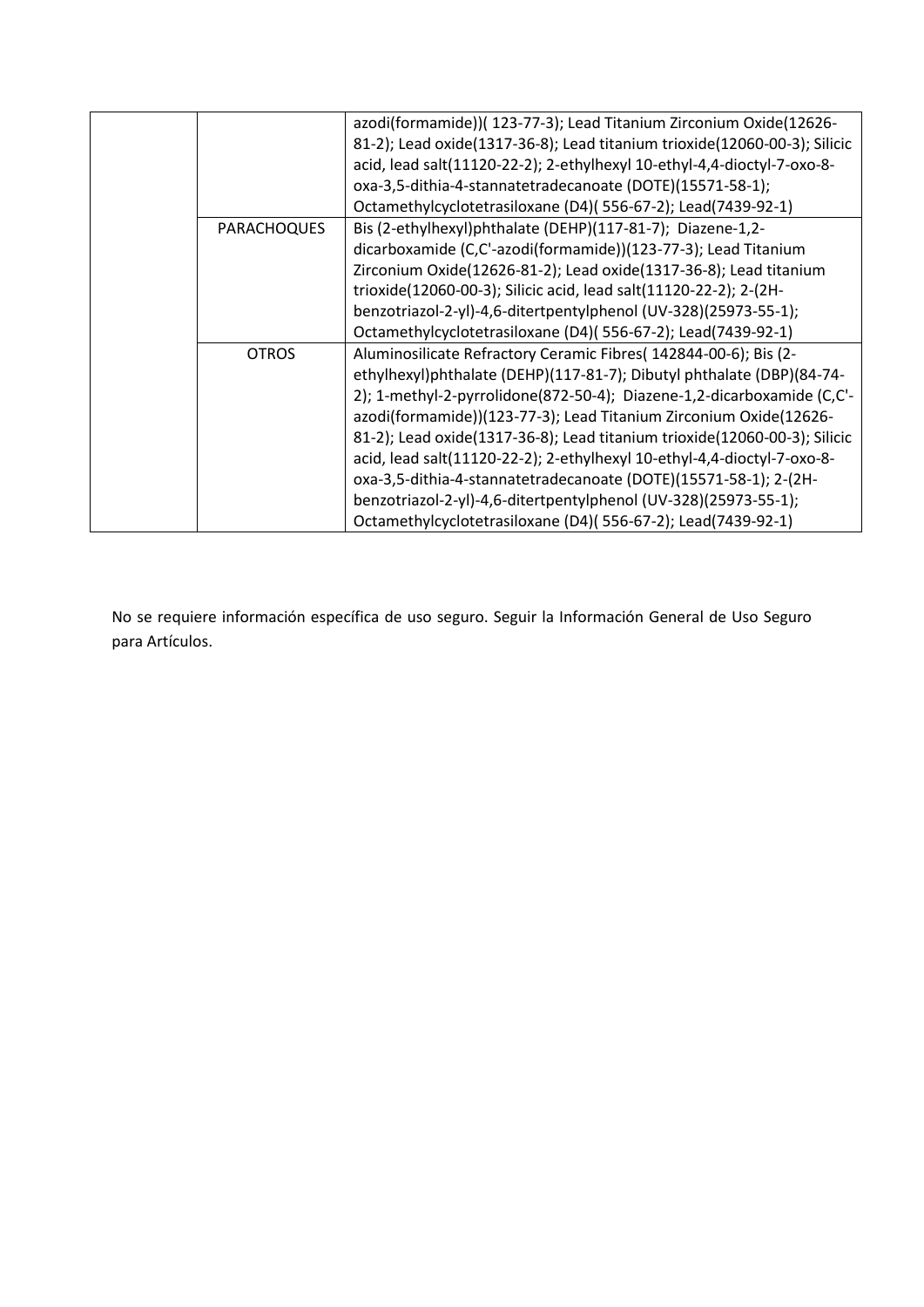| | | |
|---|---|---|
| | | azodi(formamide))( 123-77-3); Lead Titanium Zirconium Oxide(12626-81-2); Lead oxide(1317-36-8); Lead titanium trioxide(12060-00-3); Silicic acid, lead salt(11120-22-2); 2-ethylhexyl 10-ethyl-4,4-dioctyl-7-oxo-8-oxa-3,5-dithia-4-stannatetradecanoate (DOTE)(15571-58-1); Octamethylcyclotetrasiloxane (D4)( 556-67-2); Lead(7439-92-1) |
| | PARACHOQUES | Bis (2-ethylhexyl)phthalate (DEHP)(117-81-7); Diazene-1,2-dicarboxamide (C,C'-azodi(formamide))(123-77-3); Lead Titanium Zirconium Oxide(12626-81-2); Lead oxide(1317-36-8); Lead titanium trioxide(12060-00-3); Silicic acid, lead salt(11120-22-2); 2-(2H-benzotriazol-2-yl)-4,6-ditertpentylphenol (UV-328)(25973-55-1); Octamethylcyclotetrasiloxane (D4)( 556-67-2); Lead(7439-92-1) |
| | OTROS | Aluminosilicate Refractory Ceramic Fibres( 142844-00-6); Bis (2-ethylhexyl)phthalate (DEHP)(117-81-7); Dibutyl phthalate (DBP)(84-74-2); 1-methyl-2-pyrrolidone(872-50-4); Diazene-1,2-dicarboxamide (C,C'-azodi(formamide))(123-77-3); Lead Titanium Zirconium Oxide(12626-81-2); Lead oxide(1317-36-8); Lead titanium trioxide(12060-00-3); Silicic acid, lead salt(11120-22-2); 2-ethylhexyl 10-ethyl-4,4-dioctyl-7-oxo-8-oxa-3,5-dithia-4-stannatetradecanoate (DOTE)(15571-58-1); 2-(2H-benzotriazol-2-yl)-4,6-ditertpentylphenol (UV-328)(25973-55-1); Octamethylcyclotetrasiloxane (D4)( 556-67-2); Lead(7439-92-1) |

No se requiere información específica de uso seguro. Seguir la Información General de Uso Seguro para Artículos.